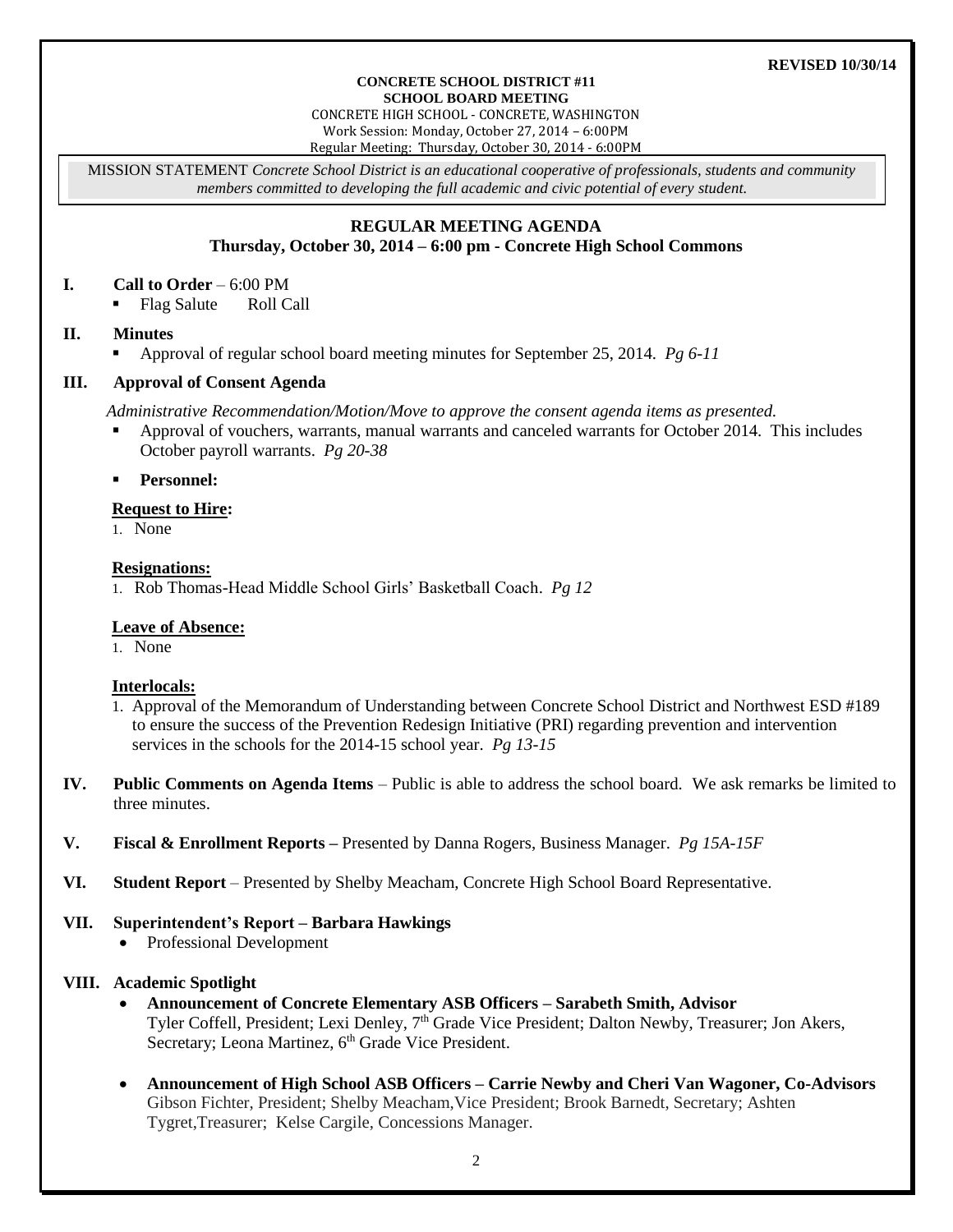**REVISED 10/30/14**

**CONCRETE SCHOOL DISTRICT #11**
**SCHOOL BOARD MEETING**
CONCRETE HIGH SCHOOL - CONCRETE, WASHINGTON
Work Session: Monday, October 27, 2014 – 6:00PM
Regular Meeting: Thursday, October 30, 2014 - 6:00PM

MISSION STATEMENT *Concrete School District is an educational cooperative of professionals, students and community members committed to developing the full academic and civic potential of every student.*

## REGULAR MEETING AGENDA
### Thursday, October 30, 2014 – 6:00 pm - Concrete High School Commons

**I. Call to Order** – 6:00 PM
- Flag Salute    Roll Call

**II. Minutes**
- Approval of regular school board meeting minutes for September 25, 2014. *Pg 6-11*

**III. Approval of Consent Agenda**

*Administrative Recommendation/Motion/Move to approve the consent agenda items as presented.*
- Approval of vouchers, warrants, manual warrants and canceled warrants for October 2014. This includes October payroll warrants. *Pg 20-38*
- **Personnel:**

**Request to Hire:**
1. None

**Resignations:**
1. Rob Thomas-Head Middle School Girls' Basketball Coach. *Pg 12*

**Leave of Absence:**
1. None

**Interlocals:**
1. Approval of the Memorandum of Understanding between Concrete School District and Northwest ESD #189 to ensure the success of the Prevention Redesign Initiative (PRI) regarding prevention and intervention services in the schools for the 2014-15 school year. *Pg 13-15*

**IV. Public Comments on Agenda Items** – Public is able to address the school board. We ask remarks be limited to three minutes.

**V. Fiscal & Enrollment Reports –** Presented by Danna Rogers, Business Manager. *Pg 15A-15F*

**VI. Student Report** – Presented by Shelby Meacham, Concrete High School Board Representative.

**VII. Superintendent's Report – Barbara Hawkings**
- Professional Development

**VIII. Academic Spotlight**
- **Announcement of Concrete Elementary ASB Officers – Sarabeth Smith, Advisor**
  Tyler Coffell, President; Lexi Denley, 7th Grade Vice President; Dalton Newby, Treasurer; Jon Akers, Secretary; Leona Martinez, 6th Grade Vice President.
- **Announcement of High School ASB Officers – Carrie Newby and Cheri Van Wagoner, Co-Advisors**
  Gibson Fichter, President; Shelby Meacham,Vice President; Brook Barnedt, Secretary; Ashten Tygret,Treasurer; Kelse Cargile, Concessions Manager.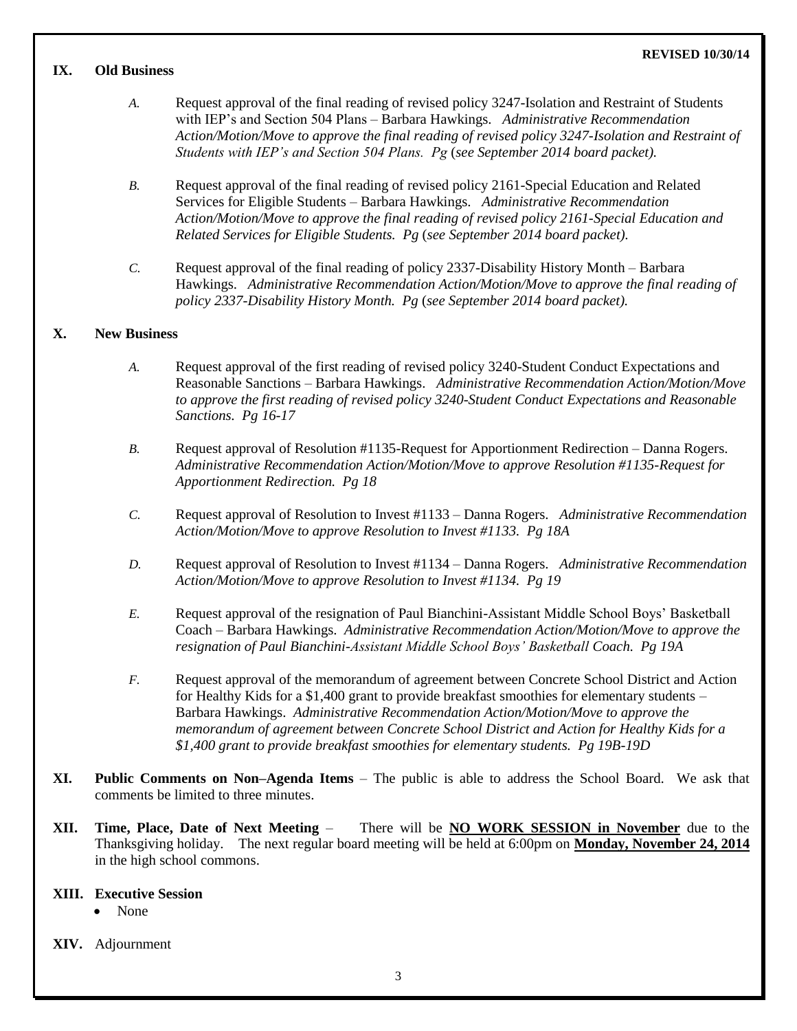**REVISED 10/30/14**

## IX. Old Business

*A.* Request approval of the final reading of revised policy 3247-Isolation and Restraint of Students with IEP's and Section 504 Plans – Barbara Hawkings. *Administrative Recommendation Action/Motion/Move to approve the final reading of revised policy 3247-Isolation and Restraint of Students with IEP's and Section 504 Plans. Pg (see September 2014 board packet).*

*B.* Request approval of the final reading of revised policy 2161-Special Education and Related Services for Eligible Students – Barbara Hawkings. *Administrative Recommendation Action/Motion/Move to approve the final reading of revised policy 2161-Special Education and Related Services for Eligible Students. Pg (see September 2014 board packet).*

*C.* Request approval of the final reading of policy 2337-Disability History Month – Barbara Hawkings. *Administrative Recommendation Action/Motion/Move to approve the final reading of policy 2337-Disability History Month. Pg (see September 2014 board packet).*

## X. New Business

*A.* Request approval of the first reading of revised policy 3240-Student Conduct Expectations and Reasonable Sanctions – Barbara Hawkings. *Administrative Recommendation Action/Motion/Move to approve the first reading of revised policy 3240-Student Conduct Expectations and Reasonable Sanctions. Pg 16-17*

*B.* Request approval of Resolution #1135-Request for Apportionment Redirection – Danna Rogers. *Administrative Recommendation Action/Motion/Move to approve Resolution #1135-Request for Apportionment Redirection. Pg 18*

*C.* Request approval of Resolution to Invest #1133 – Danna Rogers. *Administrative Recommendation Action/Motion/Move to approve Resolution to Invest #1133. Pg 18A*

*D.* Request approval of Resolution to Invest #1134 – Danna Rogers. *Administrative Recommendation Action/Motion/Move to approve Resolution to Invest #1134. Pg 19*

*E.* Request approval of the resignation of Paul Bianchini-Assistant Middle School Boys' Basketball Coach – Barbara Hawkings. *Administrative Recommendation Action/Motion/Move to approve the resignation of Paul Bianchini-Assistant Middle School Boys' Basketball Coach. Pg 19A*

*F.* Request approval of the memorandum of agreement between Concrete School District and Action for Healthy Kids for a $1,400 grant to provide breakfast smoothies for elementary students – Barbara Hawkings. *Administrative Recommendation Action/Motion/Move to approve the memorandum of agreement between Concrete School District and Action for Healthy Kids for a $1,400 grant to provide breakfast smoothies for elementary students. Pg 19B-19D*

**XI. Public Comments on Non–Agenda Items** – The public is able to address the School Board. We ask that comments be limited to three minutes.

**XII. Time, Place, Date of Next Meeting** – There will be **NO WORK SESSION in November** due to the Thanksgiving holiday. The next regular board meeting will be held at 6:00pm on **Monday, November 24, 2014** in the high school commons.

**XIII. Executive Session**

- None

**XIV.** Adjournment